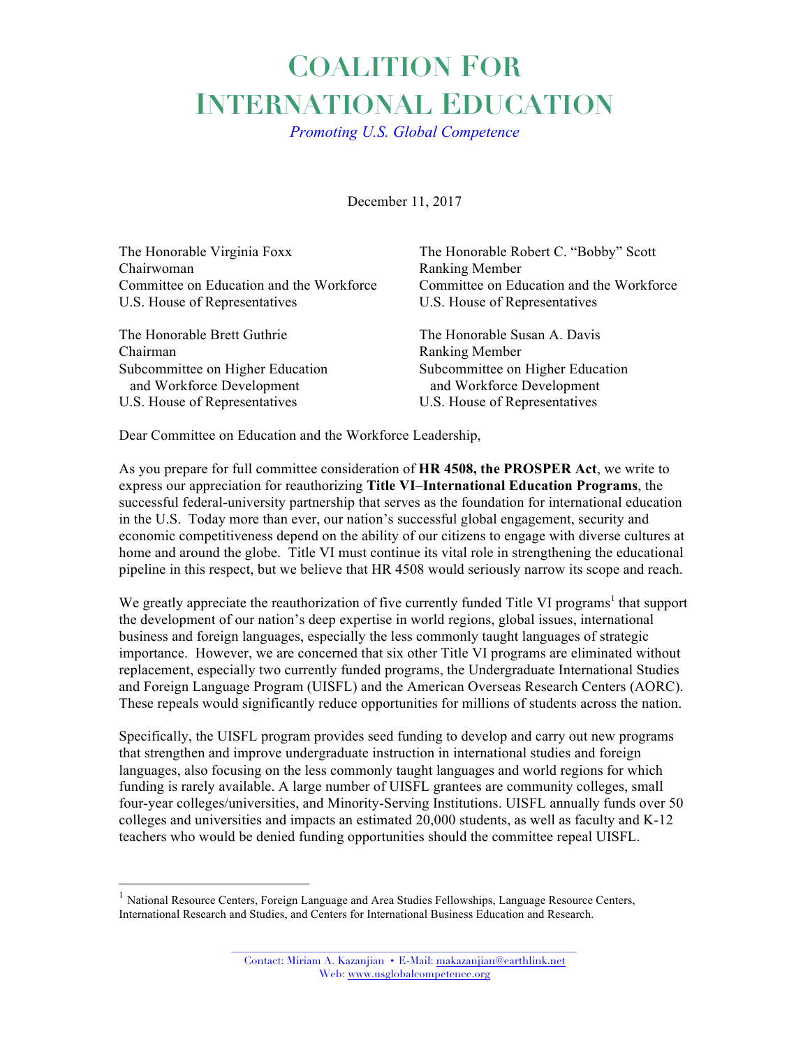# Coalition For International Education

*Promoting U.S. Global Competence*

December 11, 2017

The Honorable Virginia Foxx
Chairwoman
Committee on Education and the Workforce
U.S. House of Representatives

The Honorable Robert C. "Bobby" Scott
Ranking Member
Committee on Education and the Workforce
U.S. House of Representatives

The Honorable Brett Guthrie
Chairman
Subcommittee on Higher Education and Workforce Development
U.S. House of Representatives

The Honorable Susan A. Davis
Ranking Member
Subcommittee on Higher Education and Workforce Development
U.S. House of Representatives

Dear Committee on Education and the Workforce Leadership,

As you prepare for full committee consideration of **HR 4508, the PROSPER Act**, we write to express our appreciation for reauthorizing **Title VI–International Education Programs**, the successful federal-university partnership that serves as the foundation for international education in the U.S. Today more than ever, our nation's successful global engagement, security and economic competitiveness depend on the ability of our citizens to engage with diverse cultures at home and around the globe. Title VI must continue its vital role in strengthening the educational pipeline in this respect, but we believe that HR 4508 would seriously narrow its scope and reach.

We greatly appreciate the reauthorization of five currently funded Title VI programs[1] that support the development of our nation's deep expertise in world regions, global issues, international business and foreign languages, especially the less commonly taught languages of strategic importance. However, we are concerned that six other Title VI programs are eliminated without replacement, especially two currently funded programs, the Undergraduate International Studies and Foreign Language Program (UISFL) and the American Overseas Research Centers (AORC). These repeals would significantly reduce opportunities for millions of students across the nation.

Specifically, the UISFL program provides seed funding to develop and carry out new programs that strengthen and improve undergraduate instruction in international studies and foreign languages, also focusing on the less commonly taught languages and world regions for which funding is rarely available. A large number of UISFL grantees are community colleges, small four-year colleges/universities, and Minority-Serving Institutions. UISFL annually funds over 50 colleges and universities and impacts an estimated 20,000 students, as well as faculty and K-12 teachers who would be denied funding opportunities should the committee repeal UISFL.

[1] National Resource Centers, Foreign Language and Area Studies Fellowships, Language Resource Centers, International Research and Studies, and Centers for International Business Education and Research.

Contact: Miriam A. Kazanjian • E-Mail: makazanjian@earthlink.net
Web: www.usglobalcompetence.org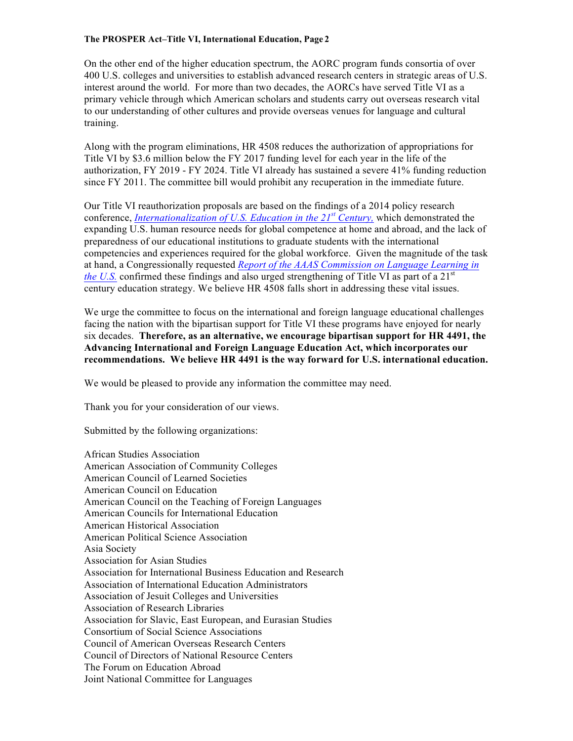On the other end of the higher education spectrum, the AORC program funds consortia of over 400 U.S. colleges and universities to establish advanced research centers in strategic areas of U.S. interest around the world. For more than two decades, the AORCs have served Title VI as a primary vehicle through which American scholars and students carry out overseas research vital to our understanding of other cultures and provide overseas venues for language and cultural training.

Along with the program eliminations, HR 4508 reduces the authorization of appropriations for Title VI by $3.6 million below the FY 2017 funding level for each year in the life of the authorization, FY 2019 - FY 2024. Title VI already has sustained a severe 41% funding reduction since FY 2011. The committee bill would prohibit any recuperation in the immediate future.

Our Title VI reauthorization proposals are based on the findings of a 2014 policy research conference, *Internationalization of U.S. Education in the 21st Century,* which demonstrated the expanding U.S. human resource needs for global competence at home and abroad, and the lack of preparedness of our educational institutions to graduate students with the international competencies and experiences required for the global workforce. Given the magnitude of the task at hand, a Congressionally requested *Report of the AAAS Commission on Language Learning in the U.S.* confirmed these findings and also urged strengthening of Title VI as part of a 21st century education strategy. We believe HR 4508 falls short in addressing these vital issues.

We urge the committee to focus on the international and foreign language educational challenges facing the nation with the bipartisan support for Title VI these programs have enjoyed for nearly six decades. **Therefore, as an alternative, we encourage bipartisan support for HR 4491, the Advancing International and Foreign Language Education Act, which incorporates our recommendations. We believe HR 4491 is the way forward for U.S. international education.**

We would be pleased to provide any information the committee may need.

Thank you for your consideration of our views.

Submitted by the following organizations:

African Studies Association
American Association of Community Colleges
American Council of Learned Societies
American Council on Education
American Council on the Teaching of Foreign Languages
American Councils for International Education
American Historical Association
American Political Science Association
Asia Society
Association for Asian Studies
Association for International Business Education and Research
Association of International Education Administrators
Association of Jesuit Colleges and Universities
Association of Research Libraries
Association for Slavic, East European, and Eurasian Studies
Consortium of Social Science Associations
Council of American Overseas Research Centers
Council of Directors of National Resource Centers
The Forum on Education Abroad
Joint National Committee for Languages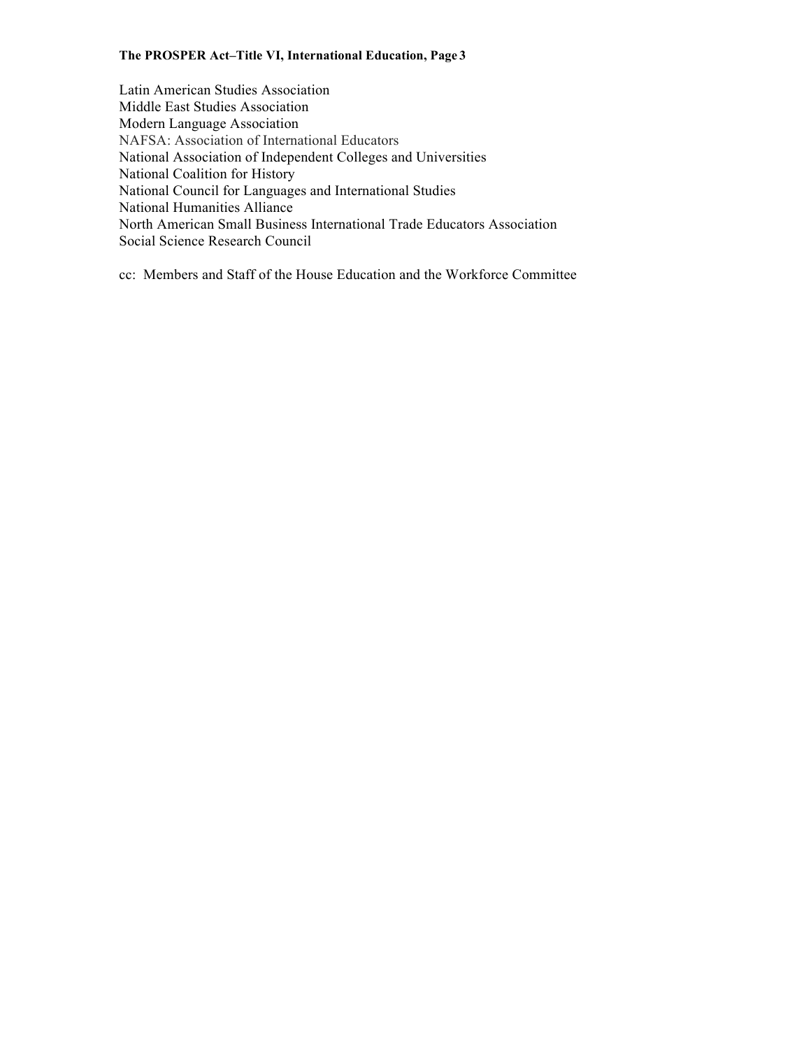Latin American Studies Association
Middle East Studies Association
Modern Language Association
NAFSA: Association of International Educators
National Association of Independent Colleges and Universities
National Coalition for History
National Council for Languages and International Studies
National Humanities Alliance
North American Small Business International Trade Educators Association
Social Science Research Council

cc: Members and Staff of the House Education and the Workforce Committee